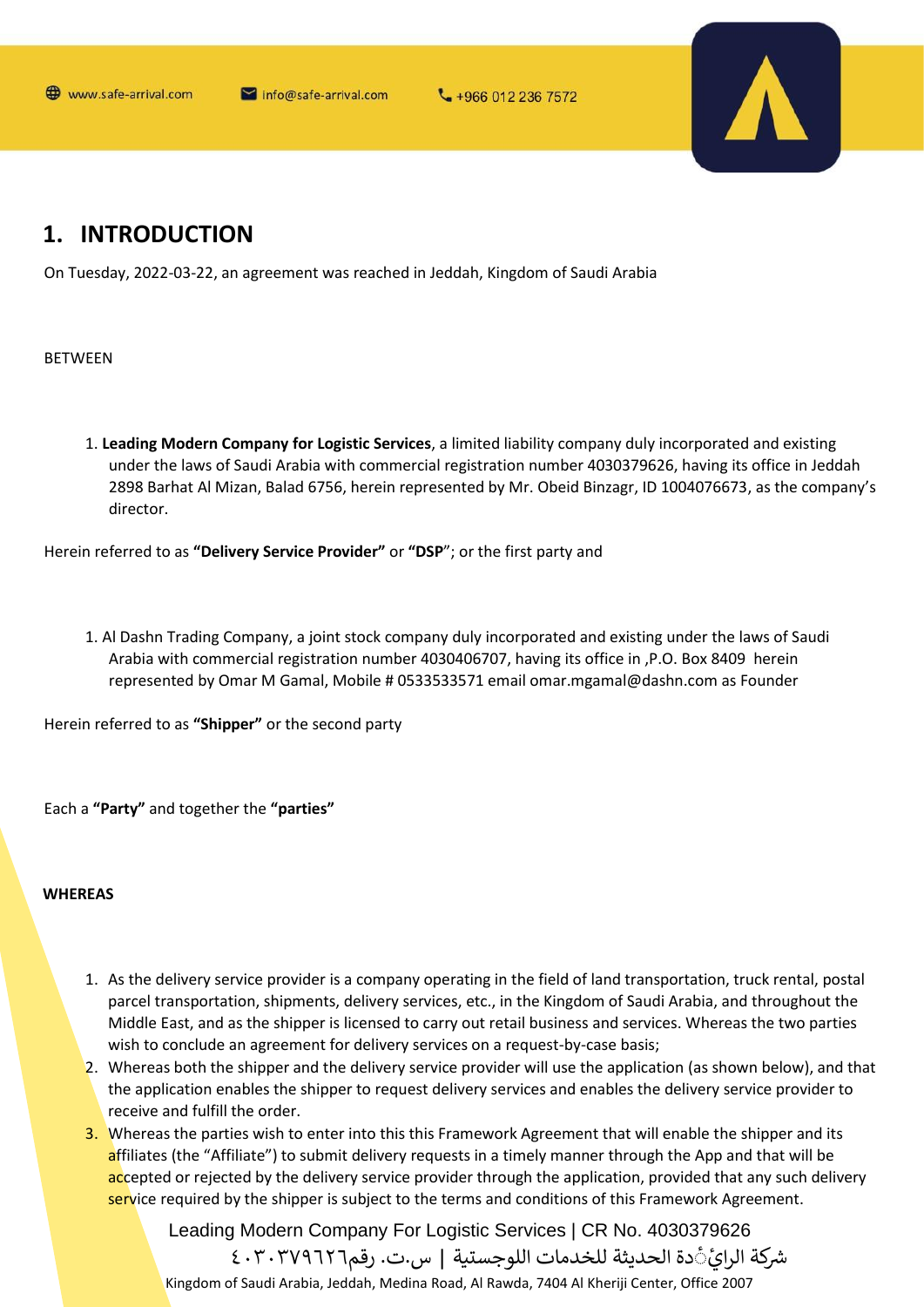# 1. INTRODUCTION

On Tuesday, 2022-03-22, an agreement was reached in Jeddah, Kingdom of Saudi Arabia

BETWEEN

1. **Leading Modern Company for Logistic Services**, a limited liability company duly incorporated and existing under the laws of Saudi Arabia with commercial registration number 4030379626, having its office in Jeddah 2898 Barhat Al Mizan, Balad 6756, herein represented by Mr. Obeid Binzagr, ID 1004076673, as the company's director.

Herein referred to as **"Delivery Service Provider"** or **"DSP"**; or the first party and

1. Al Dashn Trading Company, a joint stock company duly incorporated and existing under the laws of Saudi Arabia with commercial registration number 4030406707, having its office in ,P.O. Box 8409 herein represented by Omar M Gamal, Mobile # 0533533571 email omar.mgamal@dashn.com as Founder

Herein referred to as **"Shipper"** or the second party

Each a **"Party"** and together the **"parties"**

**WHEREAS**

1. As the delivery service provider is a company operating in the field of land transportation, truck rental, postal parcel transportation, shipments, delivery services, etc., in the Kingdom of Saudi Arabia, and throughout the Middle East, and as the shipper is licensed to carry out retail business and services. Whereas the two parties wish to conclude an agreement for delivery services on a request-by-case basis;
2. Whereas both the shipper and the delivery service provider will use the application (as shown below), and that the application enables the shipper to request delivery services and enables the delivery service provider to receive and fulfill the order.
3. Whereas the parties wish to enter into this this Framework Agreement that will enable the shipper and its affiliates (the "Affiliate") to submit delivery requests in a timely manner through the App and that will be accepted or rejected by the delivery service provider through the application, provided that any such delivery service required by the shipper is subject to the terms and conditions of this Framework Agreement.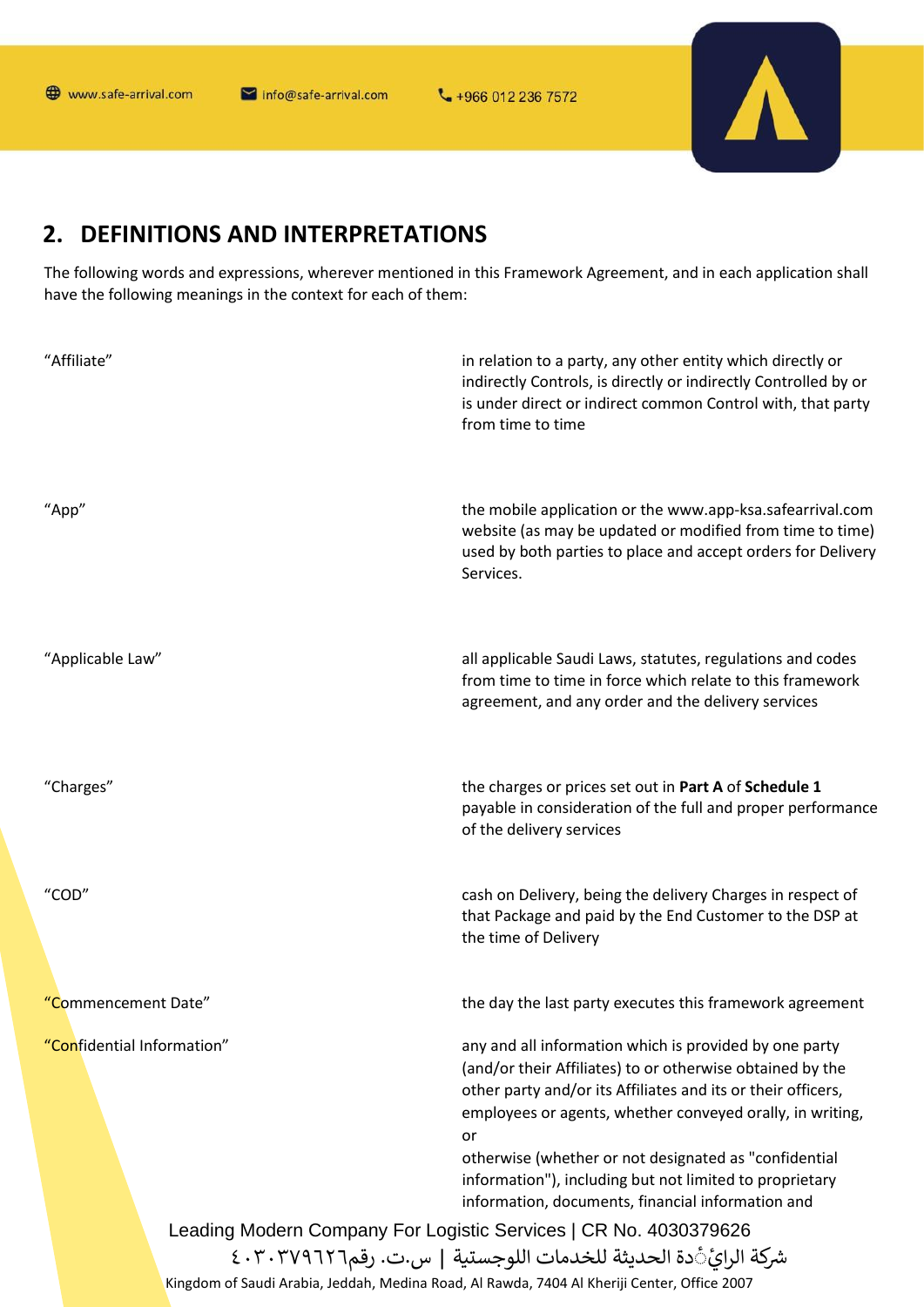## 2. DEFINITIONS AND INTERPRETATIONS

The following words and expressions, wherever mentioned in this Framework Agreement, and in each application shall have the following meanings in the context for each of them:

| | |
|---|---|
| "Affiliate" | in relation to a party, any other entity which directly or indirectly Controls, is directly or indirectly Controlled by or is under direct or indirect common Control with, that party from time to time |
| "App" | the mobile application or the www.app-ksa.safearrival.com website (as may be updated or modified from time to time) used by both parties to place and accept orders for Delivery Services. |
| "Applicable Law" | all applicable Saudi Laws, statutes, regulations and codes from time to time in force which relate to this framework agreement, and any order and the delivery services |
| "Charges" | the charges or prices set out in **Part A** of **Schedule 1** payable in consideration of the full and proper performance of the delivery services |
| "COD" | cash on Delivery, being the delivery Charges in respect of that Package and paid by the End Customer to the DSP at the time of Delivery |
| "Commencement Date" | the day the last party executes this framework agreement |
| "Confidential Information" | any and all information which is provided by one party (and/or their Affiliates) to or otherwise obtained by the other party and/or its Affiliates and its or their officers, employees or agents, whether conveyed orally, in writing, or otherwise (whether or not designated as "confidential information"), including but not limited to proprietary information, documents, financial information and |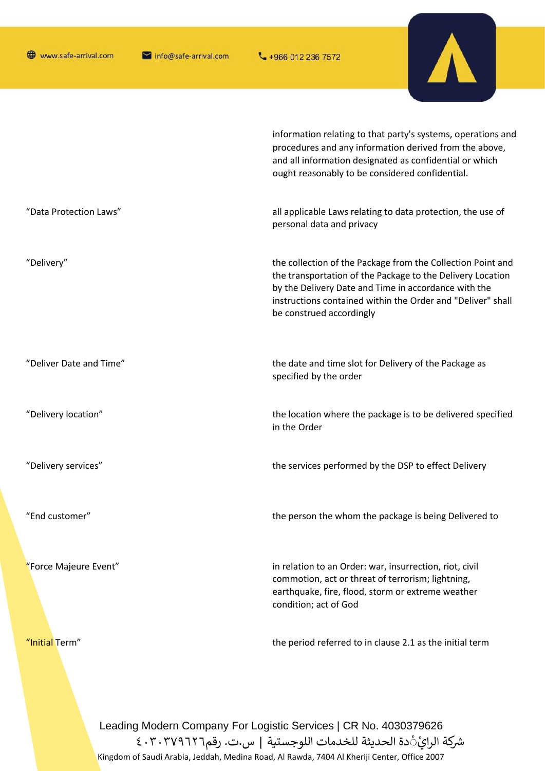| | |
|---|---|
| | information relating to that party's systems, operations and procedures and any information derived from the above, and all information designated as confidential or which ought reasonably to be considered confidential. |
| “Data Protection Laws” | all applicable Laws relating to data protection, the use of personal data and privacy |
| “Delivery” | the collection of the Package from the Collection Point and the transportation of the Package to the Delivery Location by the Delivery Date and Time in accordance with the instructions contained within the Order and "Deliver" shall be construed accordingly |
| “Deliver Date and Time” | the date and time slot for Delivery of the Package as specified by the order |
| “Delivery location” | the location where the package is to be delivered specified in the Order |
| “Delivery services” | the services performed by the DSP to effect Delivery |
| “End customer” | the person the whom the package is being Delivered to |
| “Force Majeure Event” | in relation to an Order: war, insurrection, riot, civil commotion, act or threat of terrorism; lightning, earthquake, fire, flood, storm or extreme weather condition; act of God |
| “Initial Term” | the period referred to in clause 2.1 as the initial term |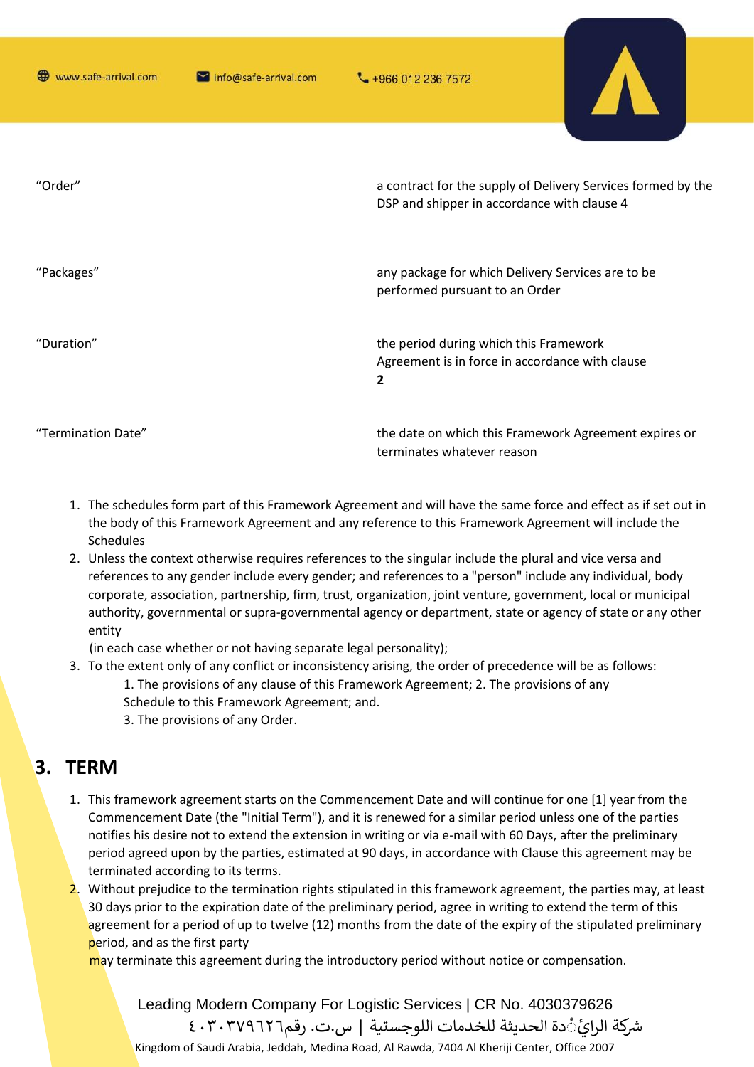| | |
|---|---|
| "Order" | a contract for the supply of Delivery Services formed by the DSP and shipper in accordance with clause 4 |
| "Packages" | any package for which Delivery Services are to be performed pursuant to an Order |
| "Duration" | the period during which this Framework Agreement is in force in accordance with clause **2** |
| "Termination Date" | the date on which this Framework Agreement expires or terminates whatever reason |

1. The schedules form part of this Framework Agreement and will have the same force and effect as if set out in the body of this Framework Agreement and any reference to this Framework Agreement will include the Schedules
2. Unless the context otherwise requires references to the singular include the plural and vice versa and references to any gender include every gender; and references to a "person" include any individual, body corporate, association, partnership, firm, trust, organization, joint venture, government, local or municipal authority, governmental or supra-governmental agency or department, state or agency of state or any other entity
   (in each case whether or not having separate legal personality);
3. To the extent only of any conflict or inconsistency arising, the order of precedence will be as follows:
   1. The provisions of any clause of this Framework Agreement; 2. The provisions of any Schedule to this Framework Agreement; and.
   3. The provisions of any Order.

# 3. TERM

1. This framework agreement starts on the Commencement Date and will continue for one [1] year from the Commencement Date (the "Initial Term"), and it is renewed for a similar period unless one of the parties notifies his desire not to extend the extension in writing or via e-mail with 60 Days, after the preliminary period agreed upon by the parties, estimated at 90 days, in accordance with Clause this agreement may be terminated according to its terms.
2. Without prejudice to the termination rights stipulated in this framework agreement, the parties may, at least 30 days prior to the expiration date of the preliminary period, agree in writing to extend the term of this agreement for a period of up to twelve (12) months from the date of the expiry of the stipulated preliminary period, and as the first party
   may terminate this agreement during the introductory period without notice or compensation.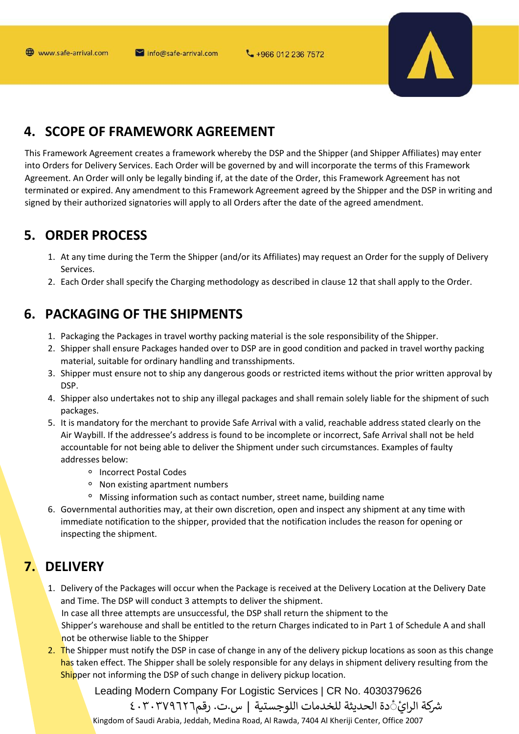## 4. SCOPE OF FRAMEWORK AGREEMENT

This Framework Agreement creates a framework whereby the DSP and the Shipper (and Shipper Affiliates) may enter into Orders for Delivery Services. Each Order will be governed by and will incorporate the terms of this Framework Agreement. An Order will only be legally binding if, at the date of the Order, this Framework Agreement has not terminated or expired. Any amendment to this Framework Agreement agreed by the Shipper and the DSP in writing and signed by their authorized signatories will apply to all Orders after the date of the agreed amendment.

## 5. ORDER PROCESS

1. At any time during the Term the Shipper (and/or its Affiliates) may request an Order for the supply of Delivery Services.
2. Each Order shall specify the Charging methodology as described in clause 12 that shall apply to the Order.

## 6. PACKAGING OF THE SHIPMENTS

1. Packaging the Packages in travel worthy packing material is the sole responsibility of the Shipper.
2. Shipper shall ensure Packages handed over to DSP are in good condition and packed in travel worthy packing material, suitable for ordinary handling and transshipments.
3. Shipper must ensure not to ship any dangerous goods or restricted items without the prior written approval by DSP.
4. Shipper also undertakes not to ship any illegal packages and shall remain solely liable for the shipment of such packages.
5. It is mandatory for the merchant to provide Safe Arrival with a valid, reachable address stated clearly on the Air Waybill. If the addressee's address is found to be incomplete or incorrect, Safe Arrival shall not be held accountable for not being able to deliver the Shipment under such circumstances. Examples of faulty addresses below:
   - Incorrect Postal Codes
   - Non existing apartment numbers
   - Missing information such as contact number, street name, building name
6. Governmental authorities may, at their own discretion, open and inspect any shipment at any time with immediate notification to the shipper, provided that the notification includes the reason for opening or inspecting the shipment.

## 7. DELIVERY

1. Delivery of the Packages will occur when the Package is received at the Delivery Location at the Delivery Date and Time. The DSP will conduct 3 attempts to deliver the shipment.
   In case all three attempts are unsuccessful, the DSP shall return the shipment to the Shipper's warehouse and shall be entitled to the return Charges indicated to in Part 1 of Schedule A and shall not be otherwise liable to the Shipper
2. The Shipper must notify the DSP in case of change in any of the delivery pickup locations as soon as this change has taken effect. The Shipper shall be solely responsible for any delays in shipment delivery resulting from the Shipper not informing the DSP of such change in delivery pickup location.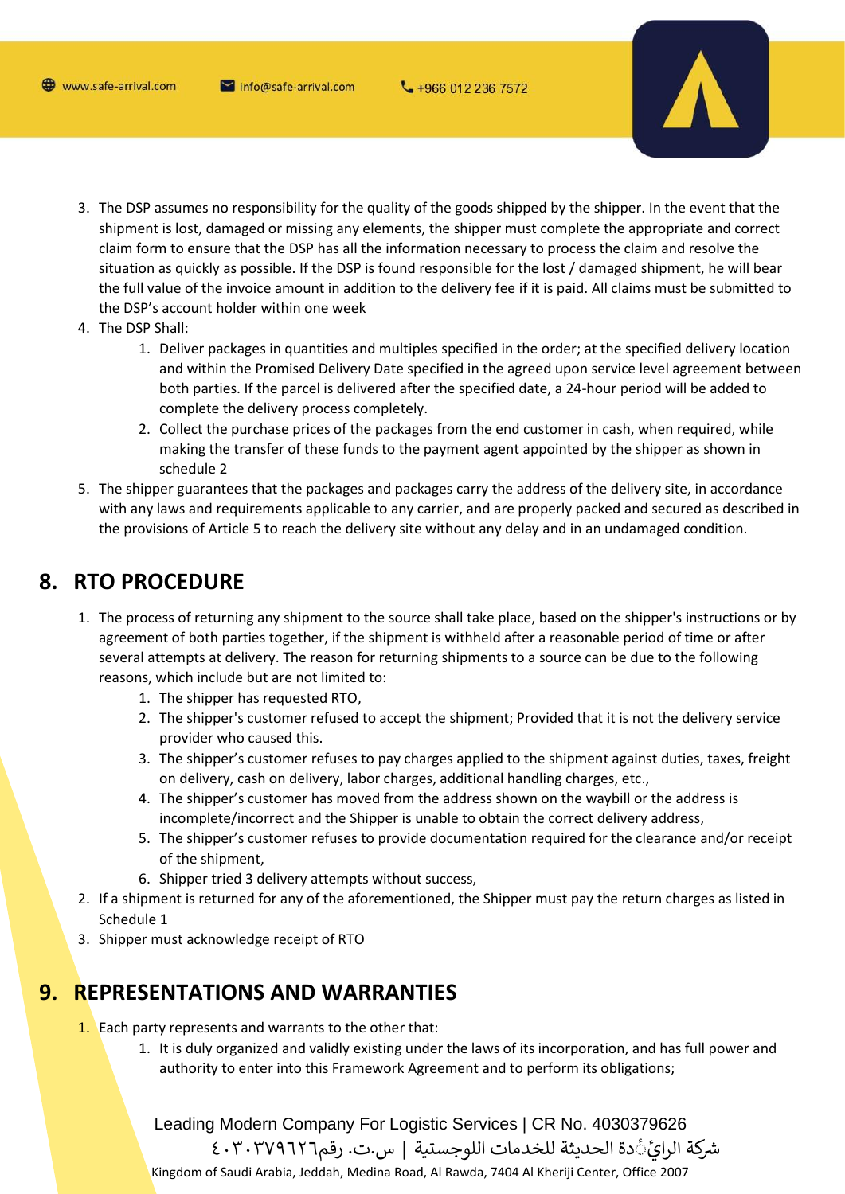3. The DSP assumes no responsibility for the quality of the goods shipped by the shipper. In the event that the shipment is lost, damaged or missing any elements, the shipper must complete the appropriate and correct claim form to ensure that the DSP has all the information necessary to process the claim and resolve the situation as quickly as possible. If the DSP is found responsible for the lost / damaged shipment, he will bear the full value of the invoice amount in addition to the delivery fee if it is paid. All claims must be submitted to the DSP's account holder within one week
4. The DSP Shall:
    1. Deliver packages in quantities and multiples specified in the order; at the specified delivery location and within the Promised Delivery Date specified in the agreed upon service level agreement between both parties. If the parcel is delivered after the specified date, a 24-hour period will be added to complete the delivery process completely.
    2. Collect the purchase prices of the packages from the end customer in cash, when required, while making the transfer of these funds to the payment agent appointed by the shipper as shown in schedule 2
5. The shipper guarantees that the packages and packages carry the address of the delivery site, in accordance with any laws and requirements applicable to any carrier, and are properly packed and secured as described in the provisions of Article 5 to reach the delivery site without any delay and in an undamaged condition.

## 8. RTO PROCEDURE

1. The process of returning any shipment to the source shall take place, based on the shipper's instructions or by agreement of both parties together, if the shipment is withheld after a reasonable period of time or after several attempts at delivery. The reason for returning shipments to a source can be due to the following reasons, which include but are not limited to:
    1. The shipper has requested RTO,
    2. The shipper's customer refused to accept the shipment; Provided that it is not the delivery service provider who caused this.
    3. The shipper's customer refuses to pay charges applied to the shipment against duties, taxes, freight on delivery, cash on delivery, labor charges, additional handling charges, etc.,
    4. The shipper's customer has moved from the address shown on the waybill or the address is incomplete/incorrect and the Shipper is unable to obtain the correct delivery address,
    5. The shipper's customer refuses to provide documentation required for the clearance and/or receipt of the shipment,
    6. Shipper tried 3 delivery attempts without success,
2. If a shipment is returned for any of the aforementioned, the Shipper must pay the return charges as listed in Schedule 1
3. Shipper must acknowledge receipt of RTO

## 9. REPRESENTATIONS AND WARRANTIES

1. Each party represents and warrants to the other that:
    1. It is duly organized and validly existing under the laws of its incorporation, and has full power and authority to enter into this Framework Agreement and to perform its obligations;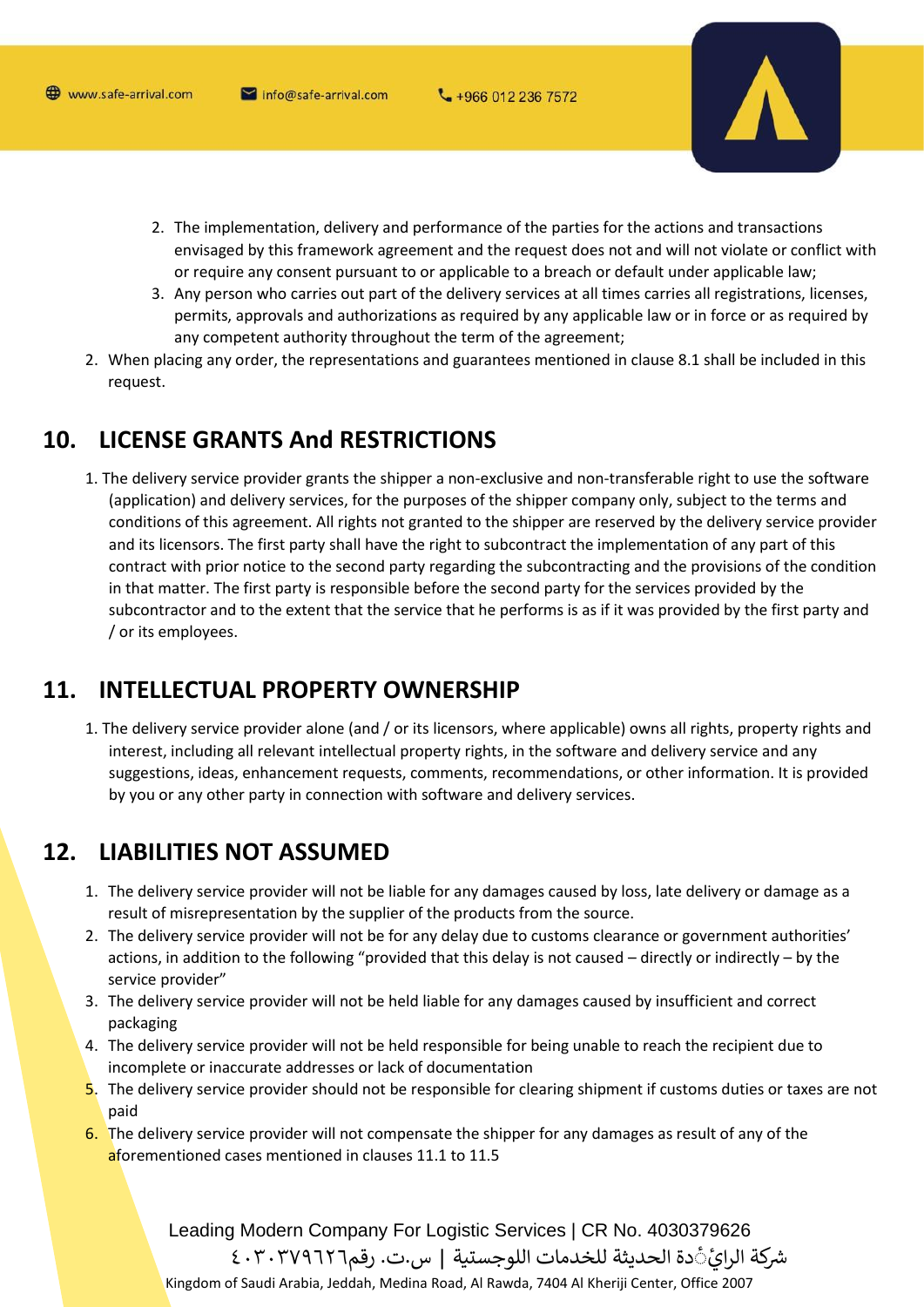2. The implementation, delivery and performance of the parties for the actions and transactions envisaged by this framework agreement and the request does not and will not violate or conflict with or require any consent pursuant to or applicable to a breach or default under applicable law;
3. Any person who carries out part of the delivery services at all times carries all registrations, licenses, permits, approvals and authorizations as required by any applicable law or in force or as required by any competent authority throughout the term of the agreement;

2. When placing any order, the representations and guarantees mentioned in clause 8.1 shall be included in this request.

## 10. LICENSE GRANTS And RESTRICTIONS

1. The delivery service provider grants the shipper a non-exclusive and non-transferable right to use the software (application) and delivery services, for the purposes of the shipper company only, subject to the terms and conditions of this agreement. All rights not granted to the shipper are reserved by the delivery service provider and its licensors. The first party shall have the right to subcontract the implementation of any part of this contract with prior notice to the second party regarding the subcontracting and the provisions of the condition in that matter. The first party is responsible before the second party for the services provided by the subcontractor and to the extent that the service that he performs is as if it was provided by the first party and / or its employees.

## 11. INTELLECTUAL PROPERTY OWNERSHIP

1. The delivery service provider alone (and / or its licensors, where applicable) owns all rights, property rights and interest, including all relevant intellectual property rights, in the software and delivery service and any suggestions, ideas, enhancement requests, comments, recommendations, or other information. It is provided by you or any other party in connection with software and delivery services.

## 12. LIABILITIES NOT ASSUMED

1. The delivery service provider will not be liable for any damages caused by loss, late delivery or damage as a result of misrepresentation by the supplier of the products from the source.
2. The delivery service provider will not be for any delay due to customs clearance or government authorities' actions, in addition to the following "provided that this delay is not caused – directly or indirectly – by the service provider"
3. The delivery service provider will not be held liable for any damages caused by insufficient and correct packaging
4. The delivery service provider will not be held responsible for being unable to reach the recipient due to incomplete or inaccurate addresses or lack of documentation
5. The delivery service provider should not be responsible for clearing shipment if customs duties or taxes are not paid
6. The delivery service provider will not compensate the shipper for any damages as result of any of the aforementioned cases mentioned in clauses 11.1 to 11.5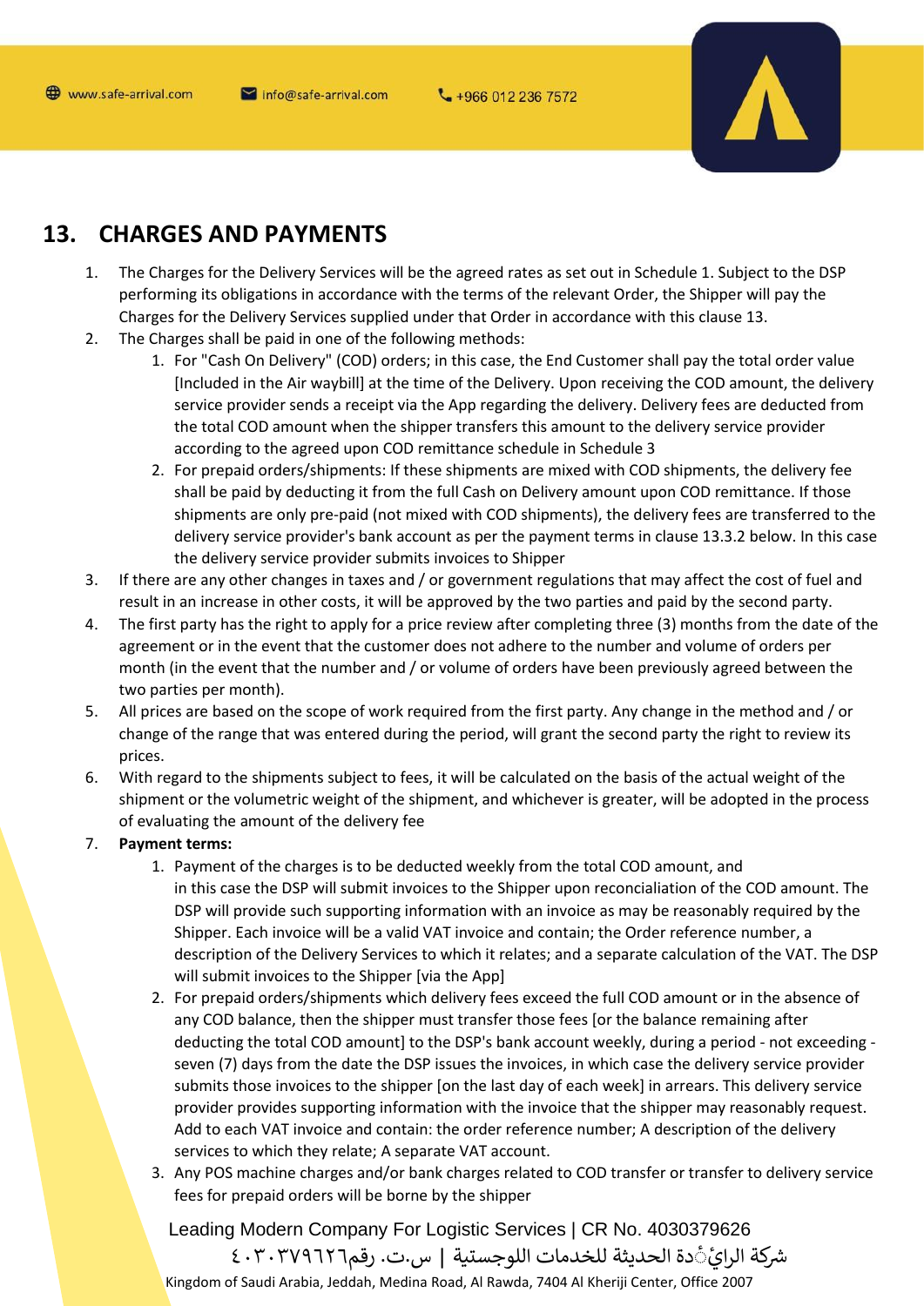## 13. CHARGES AND PAYMENTS

1. The Charges for the Delivery Services will be the agreed rates as set out in Schedule 1. Subject to the DSP performing its obligations in accordance with the terms of the relevant Order, the Shipper will pay the Charges for the Delivery Services supplied under that Order in accordance with this clause 13.
2. The Charges shall be paid in one of the following methods:
   1. For "Cash On Delivery" (COD) orders; in this case, the End Customer shall pay the total order value [Included in the Air waybill] at the time of the Delivery. Upon receiving the COD amount, the delivery service provider sends a receipt via the App regarding the delivery. Delivery fees are deducted from the total COD amount when the shipper transfers this amount to the delivery service provider according to the agreed upon COD remittance schedule in Schedule 3
   2. For prepaid orders/shipments: If these shipments are mixed with COD shipments, the delivery fee shall be paid by deducting it from the full Cash on Delivery amount upon COD remittance. If those shipments are only pre-paid (not mixed with COD shipments), the delivery fees are transferred to the delivery service provider's bank account as per the payment terms in clause 13.3.2 below. In this case the delivery service provider submits invoices to Shipper
3. If there are any other changes in taxes and / or government regulations that may affect the cost of fuel and result in an increase in other costs, it will be approved by the two parties and paid by the second party.
4. The first party has the right to apply for a price review after completing three (3) months from the date of the agreement or in the event that the customer does not adhere to the number and volume of orders per month (in the event that the number and / or volume of orders have been previously agreed between the two parties per month).
5. All prices are based on the scope of work required from the first party. Any change in the method and / or change of the range that was entered during the period, will grant the second party the right to review its prices.
6. With regard to the shipments subject to fees, it will be calculated on the basis of the actual weight of the shipment or the volumetric weight of the shipment, and whichever is greater, will be adopted in the process of evaluating the amount of the delivery fee
7. **Payment terms:**
   1. Payment of the charges is to be deducted weekly from the total COD amount, and in this case the DSP will submit invoices to the Shipper upon reconcialiation of the COD amount. The DSP will provide such supporting information with an invoice as may be reasonably required by the Shipper. Each invoice will be a valid VAT invoice and contain; the Order reference number, a description of the Delivery Services to which it relates; and a separate calculation of the VAT. The DSP will submit invoices to the Shipper [via the App]
   2. For prepaid orders/shipments which delivery fees exceed the full COD amount or in the absence of any COD balance, then the shipper must transfer those fees [or the balance remaining after deducting the total COD amount] to the DSP's bank account weekly, during a period - not exceeding - seven (7) days from the date the DSP issues the invoices, in which case the delivery service provider submits those invoices to the shipper [on the last day of each week] in arrears. This delivery service provider provides supporting information with the invoice that the shipper may reasonably request. Add to each VAT invoice and contain: the order reference number; A description of the delivery services to which they relate; A separate VAT account.
   3. Any POS machine charges and/or bank charges related to COD transfer or transfer to delivery service fees for prepaid orders will be borne by the shipper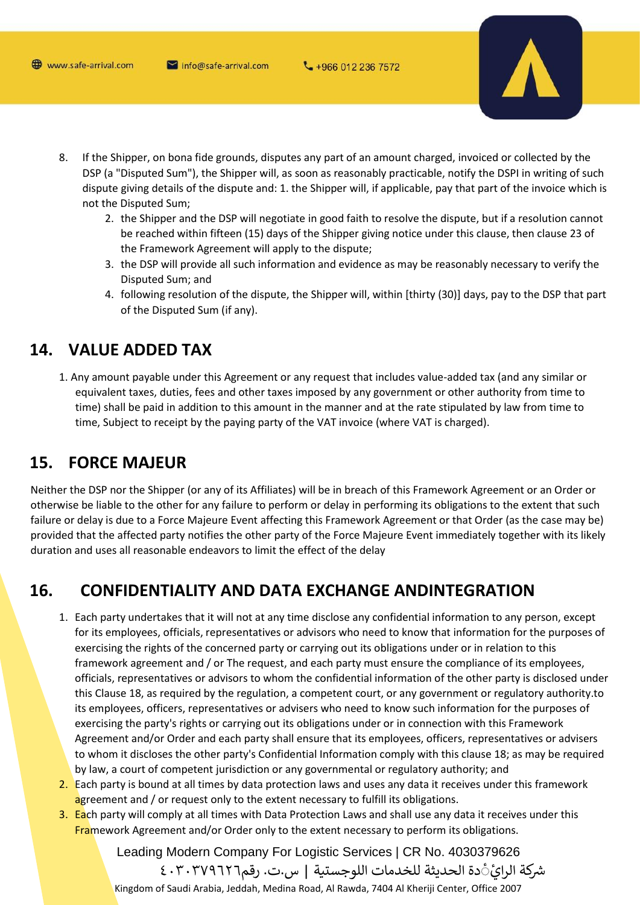8. If the Shipper, on bona fide grounds, disputes any part of an amount charged, invoiced or collected by the DSP (a "Disputed Sum"), the Shipper will, as soon as reasonably practicable, notify the DSPI in writing of such dispute giving details of the dispute and: 1. the Shipper will, if applicable, pay that part of the invoice which is not the Disputed Sum;
   2. the Shipper and the DSP will negotiate in good faith to resolve the dispute, but if a resolution cannot be reached within fifteen (15) days of the Shipper giving notice under this clause, then clause 23 of the Framework Agreement will apply to the dispute;
   3. the DSP will provide all such information and evidence as may be reasonably necessary to verify the Disputed Sum; and
   4. following resolution of the dispute, the Shipper will, within [thirty (30)] days, pay to the DSP that part of the Disputed Sum (if any).

## 14. VALUE ADDED TAX

1. Any amount payable under this Agreement or any request that includes value-added tax (and any similar or equivalent taxes, duties, fees and other taxes imposed by any government or other authority from time to time) shall be paid in addition to this amount in the manner and at the rate stipulated by law from time to time, Subject to receipt by the paying party of the VAT invoice (where VAT is charged).

## 15. FORCE MAJEUR

Neither the DSP nor the Shipper (or any of its Affiliates) will be in breach of this Framework Agreement or an Order or otherwise be liable to the other for any failure to perform or delay in performing its obligations to the extent that such failure or delay is due to a Force Majeure Event affecting this Framework Agreement or that Order (as the case may be) provided that the affected party notifies the other party of the Force Majeure Event immediately together with its likely duration and uses all reasonable endeavors to limit the effect of the delay

## 16. CONFIDENTIALITY AND DATA EXCHANGE ANDINTEGRATION

1. Each party undertakes that it will not at any time disclose any confidential information to any person, except for its employees, officials, representatives or advisors who need to know that information for the purposes of exercising the rights of the concerned party or carrying out its obligations under or in relation to this framework agreement and / or The request, and each party must ensure the compliance of its employees, officials, representatives or advisors to whom the confidential information of the other party is disclosed under this Clause 18, as required by the regulation, a competent court, or any government or regulatory authority.to its employees, officers, representatives or advisers who need to know such information for the purposes of exercising the party's rights or carrying out its obligations under or in connection with this Framework Agreement and/or Order and each party shall ensure that its employees, officers, representatives or advisers to whom it discloses the other party's Confidential Information comply with this clause 18; as may be required by law, a court of competent jurisdiction or any governmental or regulatory authority; and
2. Each party is bound at all times by data protection laws and uses any data it receives under this framework agreement and / or request only to the extent necessary to fulfill its obligations.
3. Each party will comply at all times with Data Protection Laws and shall use any data it receives under this Framework Agreement and/or Order only to the extent necessary to perform its obligations.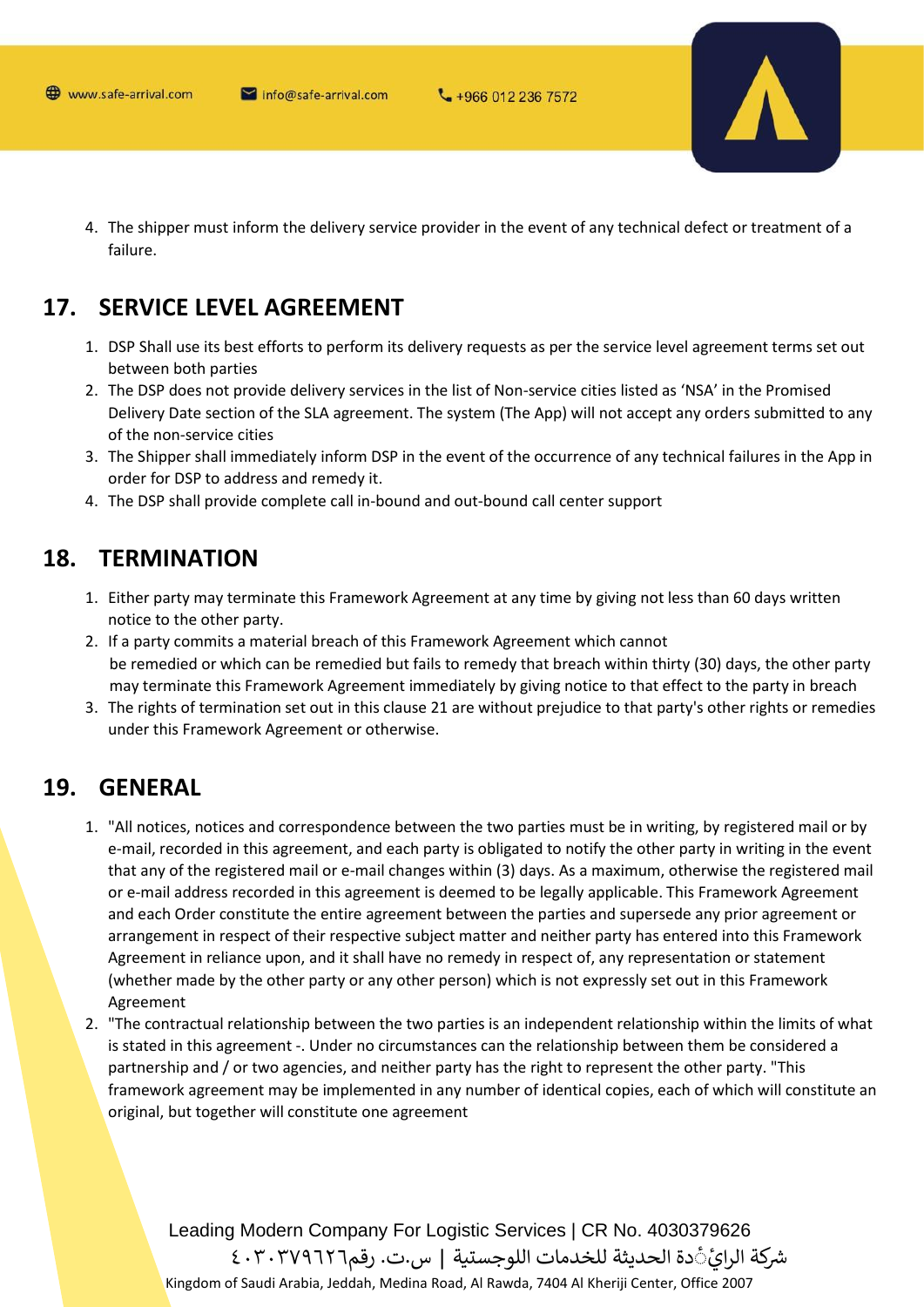4. The shipper must inform the delivery service provider in the event of any technical defect or treatment of a failure.

## 17. SERVICE LEVEL AGREEMENT

1. DSP Shall use its best efforts to perform its delivery requests as per the service level agreement terms set out between both parties
2. The DSP does not provide delivery services in the list of Non-service cities listed as 'NSA' in the Promised Delivery Date section of the SLA agreement. The system (The App) will not accept any orders submitted to any of the non-service cities
3. The Shipper shall immediately inform DSP in the event of the occurrence of any technical failures in the App in order for DSP to address and remedy it.
4. The DSP shall provide complete call in-bound and out-bound call center support

## 18. TERMINATION

1. Either party may terminate this Framework Agreement at any time by giving not less than 60 days written notice to the other party.
2. If a party commits a material breach of this Framework Agreement which cannot be remedied or which can be remedied but fails to remedy that breach within thirty (30) days, the other party may terminate this Framework Agreement immediately by giving notice to that effect to the party in breach
3. The rights of termination set out in this clause 21 are without prejudice to that party's other rights or remedies under this Framework Agreement or otherwise.

## 19. GENERAL

1. "All notices, notices and correspondence between the two parties must be in writing, by registered mail or by e-mail, recorded in this agreement, and each party is obligated to notify the other party in writing in the event that any of the registered mail or e-mail changes within (3) days. As a maximum, otherwise the registered mail or e-mail address recorded in this agreement is deemed to be legally applicable. This Framework Agreement and each Order constitute the entire agreement between the parties and supersede any prior agreement or arrangement in respect of their respective subject matter and neither party has entered into this Framework Agreement in reliance upon, and it shall have no remedy in respect of, any representation or statement (whether made by the other party or any other person) which is not expressly set out in this Framework Agreement
2. "The contractual relationship between the two parties is an independent relationship within the limits of what is stated in this agreement -. Under no circumstances can the relationship between them be considered a partnership and / or two agencies, and neither party has the right to represent the other party. "This framework agreement may be implemented in any number of identical copies, each of which will constitute an original, but together will constitute one agreement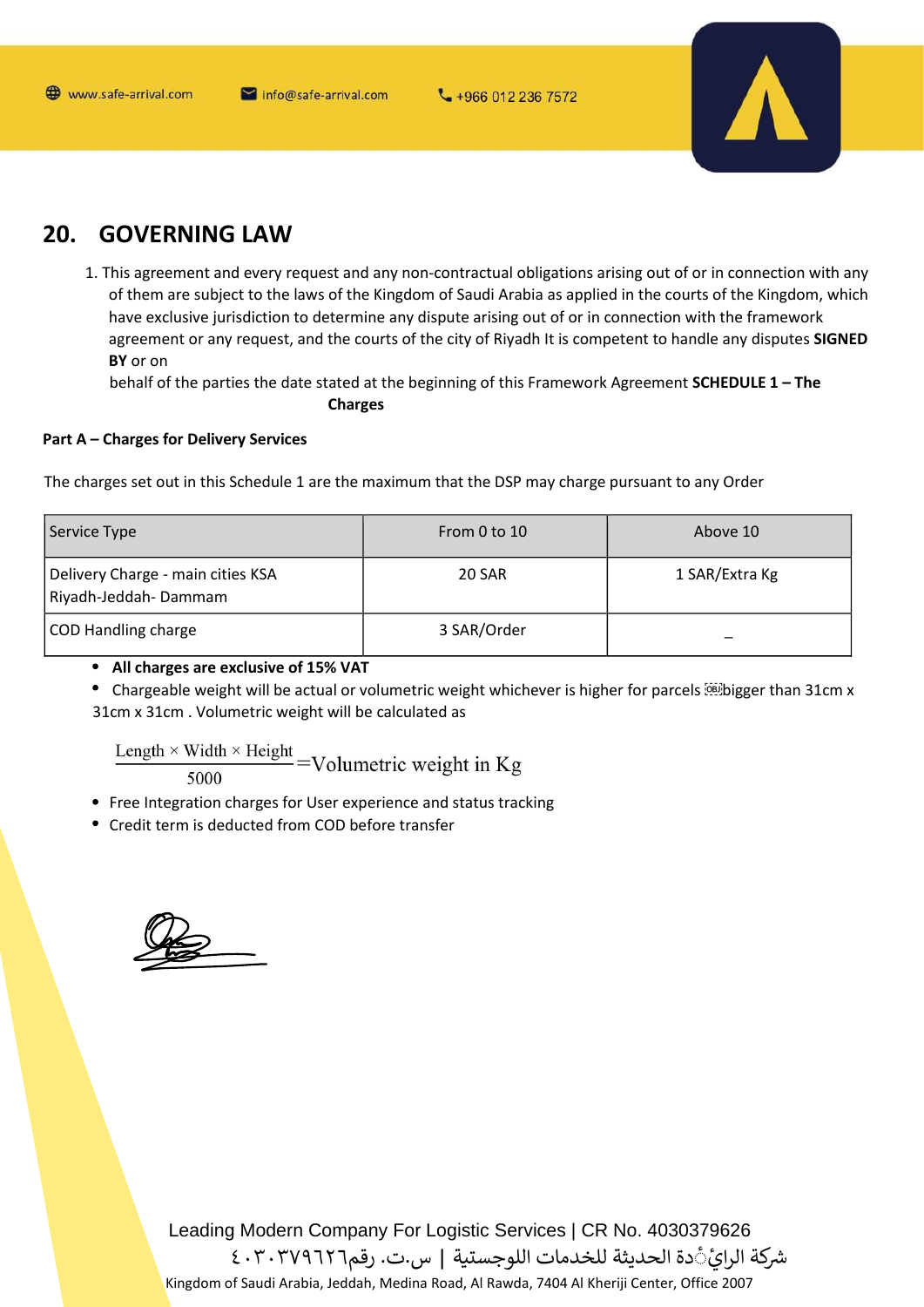## 20. GOVERNING LAW

1. This agreement and every request and any non-contractual obligations arising out of or in connection with any of them are subject to the laws of the Kingdom of Saudi Arabia as applied in the courts of the Kingdom, which have exclusive jurisdiction to determine any dispute arising out of or in connection with the framework agreement or any request, and the courts of the city of Riyadh It is competent to handle any disputes **SIGNED BY** or on
   behalf of the parties the date stated at the beginning of this Framework Agreement **SCHEDULE 1 – The Charges**

**Part A – Charges for Delivery Services**

The charges set out in this Schedule 1 are the maximum that the DSP may charge pursuant to any Order

| Service Type | From 0 to 10 | Above 10 |
|---|---|---|
| Delivery Charge - main cities KSA Riyadh-Jeddah- Dammam | 20 SAR | 1 SAR/Extra Kg |
| COD Handling charge | 3 SAR/Order | _ |

- **All charges are exclusive of 15% VAT**
- Chargeable weight will be actual or volumetric weight whichever is higher for parcels bigger than 31cm x 31cm x 31cm . Volumetric weight will be calculated as

$$\frac{\text{Length} \times \text{Width} \times \text{Height}}{5000} = \text{Volumetric weight in Kg}$$

- Free Integration charges for User experience and status tracking
- Credit term is deducted from COD before transfer